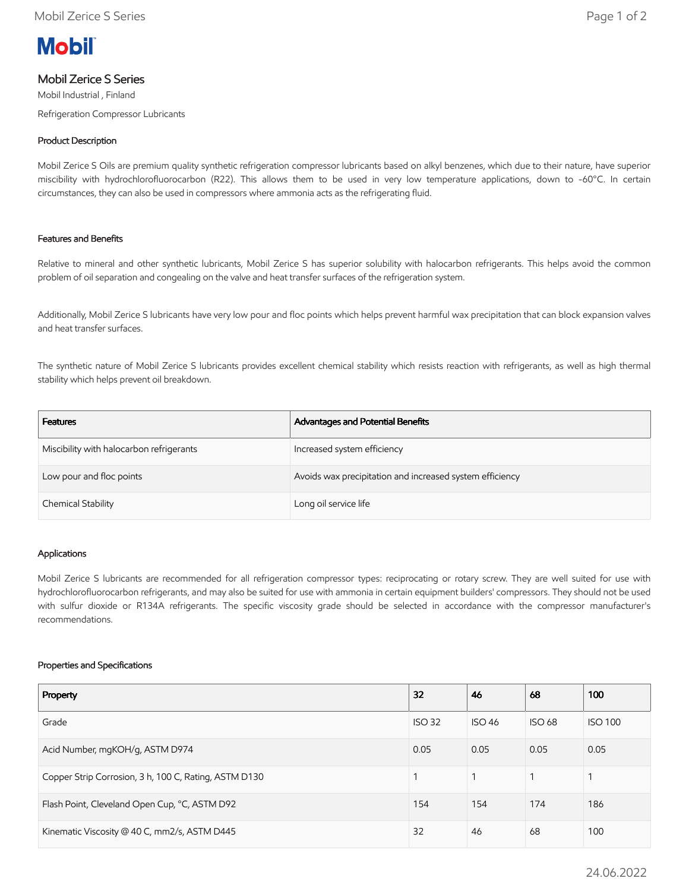# Mobil Zerice S Series

Mobil Industrial , Finland

Refrigeration Compressor Lubricants

## Product Description

Mobil Zerice S Oils are premium quality synthetic refrigeration compressor lubricants based on alkyl benzenes, which due to their nature, have superior miscibility with hydrochlorofluorocarbon (R22). This allows them to be used in very low temperature applications, down to -60°C. In certain circumstances, they can also be used in compressors where ammonia acts as the refrigerating fluid.

## Features and Benefits

Relative to mineral and other synthetic lubricants, Mobil Zerice S has superior solubility with halocarbon refrigerants. This helps avoid the common problem of oil separation and congealing on the valve and heat transfer surfaces of the refrigeration system.

Additionally, Mobil Zerice S lubricants have very low pour and floc points which helps prevent harmful wax precipitation that can block expansion valves and heat transfer surfaces.

The synthetic nature of Mobil Zerice S lubricants provides excellent chemical stability which resists reaction with refrigerants, as well as high thermal stability which helps prevent oil breakdown.

| Features | Advantages and Potential Benefits |
| --- | --- |
| Miscibility with halocarbon refrigerants | Increased system efficiency |
| Low pour and floc points | Avoids wax precipitation and increased system efficiency |
| Chemical Stability | Long oil service life |

## Applications

Mobil Zerice S lubricants are recommended for all refrigeration compressor types: reciprocating or rotary screw. They are well suited for use with hydrochlorofluorocarbon refrigerants, and may also be suited for use with ammonia in certain equipment builders' compressors. They should not be used with sulfur dioxide or R134A refrigerants. The specific viscosity grade should be selected in accordance with the compressor manufacturer's recommendations.

## Properties and Specifications

| Property | 32 | 46 | 68 | 100 |
| --- | --- | --- | --- | --- |
| Grade | ISO 32 | ISO 46 | ISO 68 | ISO 100 |
| Acid Number, mgKOH/g, ASTM D974 | 0.05 | 0.05 | 0.05 | 0.05 |
| Copper Strip Corrosion, 3 h, 100 C, Rating, ASTM D130 | 1 | 1 | 1 | 1 |
| Flash Point, Cleveland Open Cup, °C, ASTM D92 | 154 | 154 | 174 | 186 |
| Kinematic Viscosity @ 40 C, mm2/s, ASTM D445 | 32 | 46 | 68 | 100 |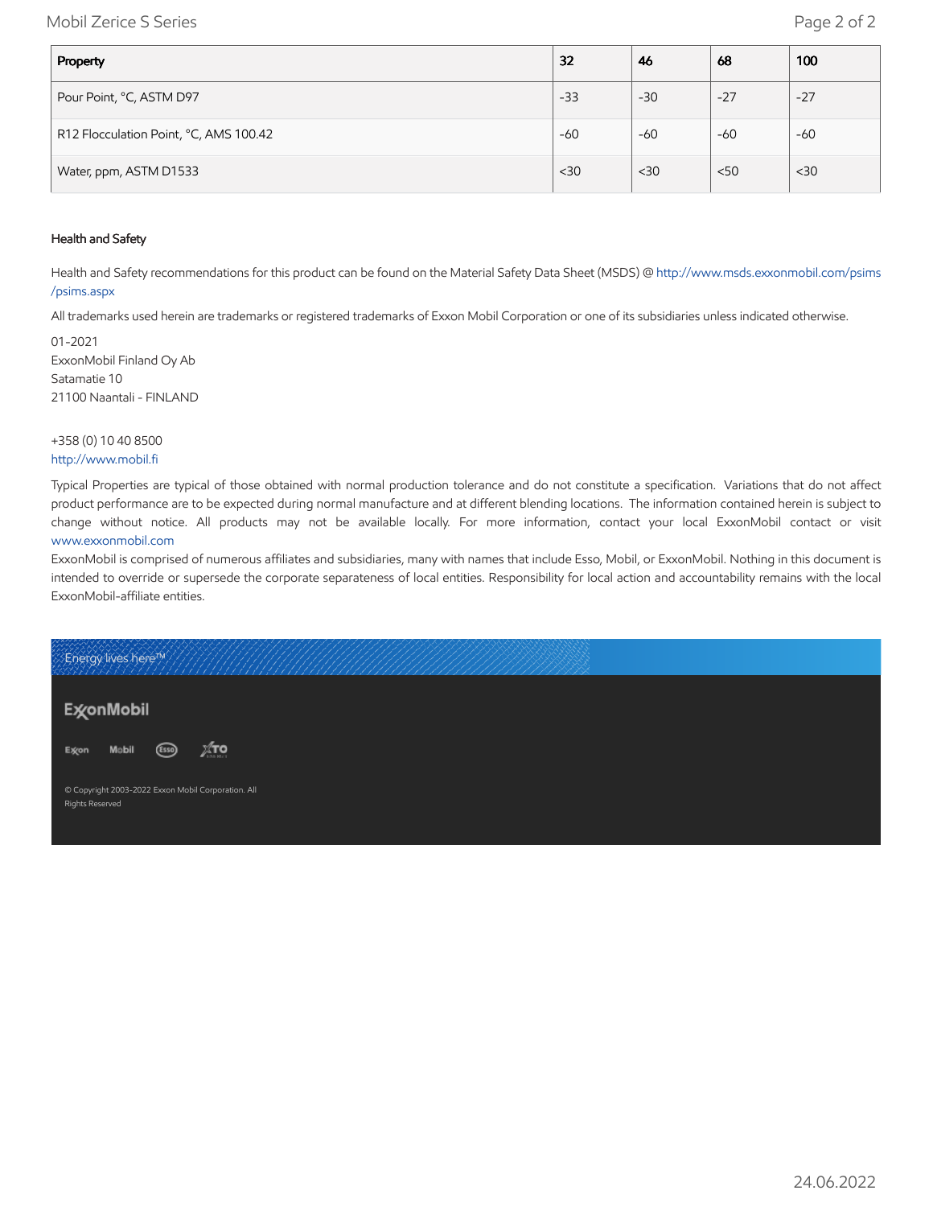| Property | 32 | 46 | 68 | 100 |
|---|---|---|---|---|
| Pour Point, °C, ASTM D97 | -33 | -30 | -27 | -27 |
| R12 Flocculation Point, °C, AMS 100.42 | -60 | -60 | -60 | -60 |
| Water, ppm, ASTM D1533 | <30 | <30 | <50 | <30 |

#### Health and Safety

Health and Safety recommendations for this product can be found on the Material Safety Data Sheet (MSDS) @ http://www.msds.exxonmobil.com/psims/psims.aspx

All trademarks used herein are trademarks or registered trademarks of Exxon Mobil Corporation or one of its subsidiaries unless indicated otherwise.

01-2021
ExxonMobil Finland Oy Ab
Satamatie 10
21100 Naantali - FINLAND

+358 (0) 10 40 8500
http://www.mobil.fi

Typical Properties are typical of those obtained with normal production tolerance and do not constitute a specification. Variations that do not affect product performance are to be expected during normal manufacture and at different blending locations. The information contained herein is subject to change without notice. All products may not be available locally. For more information, contact your local ExxonMobil contact or visit www.exxonmobil.com

ExxonMobil is comprised of numerous affiliates and subsidiaries, many with names that include Esso, Mobil, or ExxonMobil. Nothing in this document is intended to override or supersede the corporate separateness of local entities. Responsibility for local action and accountability remains with the local ExxonMobil-affiliate entities.

Energy lives here™

ExxonMobil

Exxon Mobil Esso XTO

© Copyright 2003-2022 Exxon Mobil Corporation. All Rights Reserved

24.06.2022